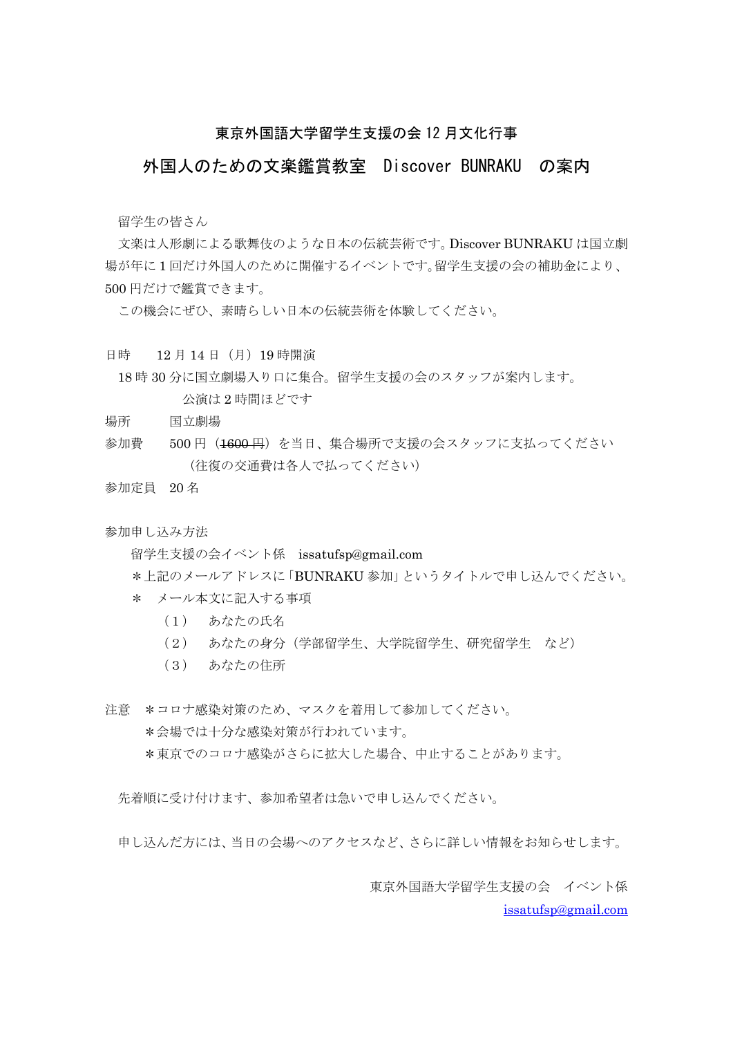### 東京外国語大学留学生支援の会 12 月文化行事

## 外国人のための文楽鑑賞教室　Discover BUNRAKU　の案内

留学生の皆さん

文楽は人形劇による歌舞伎のような日本の伝統芸術です。Discover BUNRAKU は国立劇場が年に 1 回だけ外国人のために開催するイベントです。留学生支援の会の補助金により、500 円だけで鑑賞できます。

この機会にぜひ、素晴らしい日本の伝統芸術を体験してください。

日時　12 月 14 日（月）19 時開演

18 時 30 分に国立劇場入り口に集合。留学生支援の会のスタッフが案内します。

公演は 2 時間ほどです

場所　国立劇場

参加費　500 円（~~1600 円~~）を当日、集合場所で支援の会スタッフに支払ってください

（往復の交通費は各人で払ってください）

参加定員　20 名

参加申し込み方法

留学生支援の会イベント係　issatufsp@gmail.com

＊上記のメールアドレスに「BUNRAKU 参加」というタイトルで申し込んでください。

＊　メール本文に記入する事項

（１）　あなたの氏名

（２）　あなたの身分（学部留学生、大学院留学生、研究留学生　など）

（３）　あなたの住所

注意　＊コロナ感染対策のため、マスクを着用して参加してください。

＊会場では十分な感染対策が行われています。

＊東京でのコロナ感染がさらに拡大した場合、中止することがあります。

先着順に受け付けます、参加希望者は急いで申し込んでください。

申し込んだ方には、当日の会場へのアクセスなど、さらに詳しい情報をお知らせします。

東京外国語大学留学生支援の会　イベント係

issatufsp@gmail.com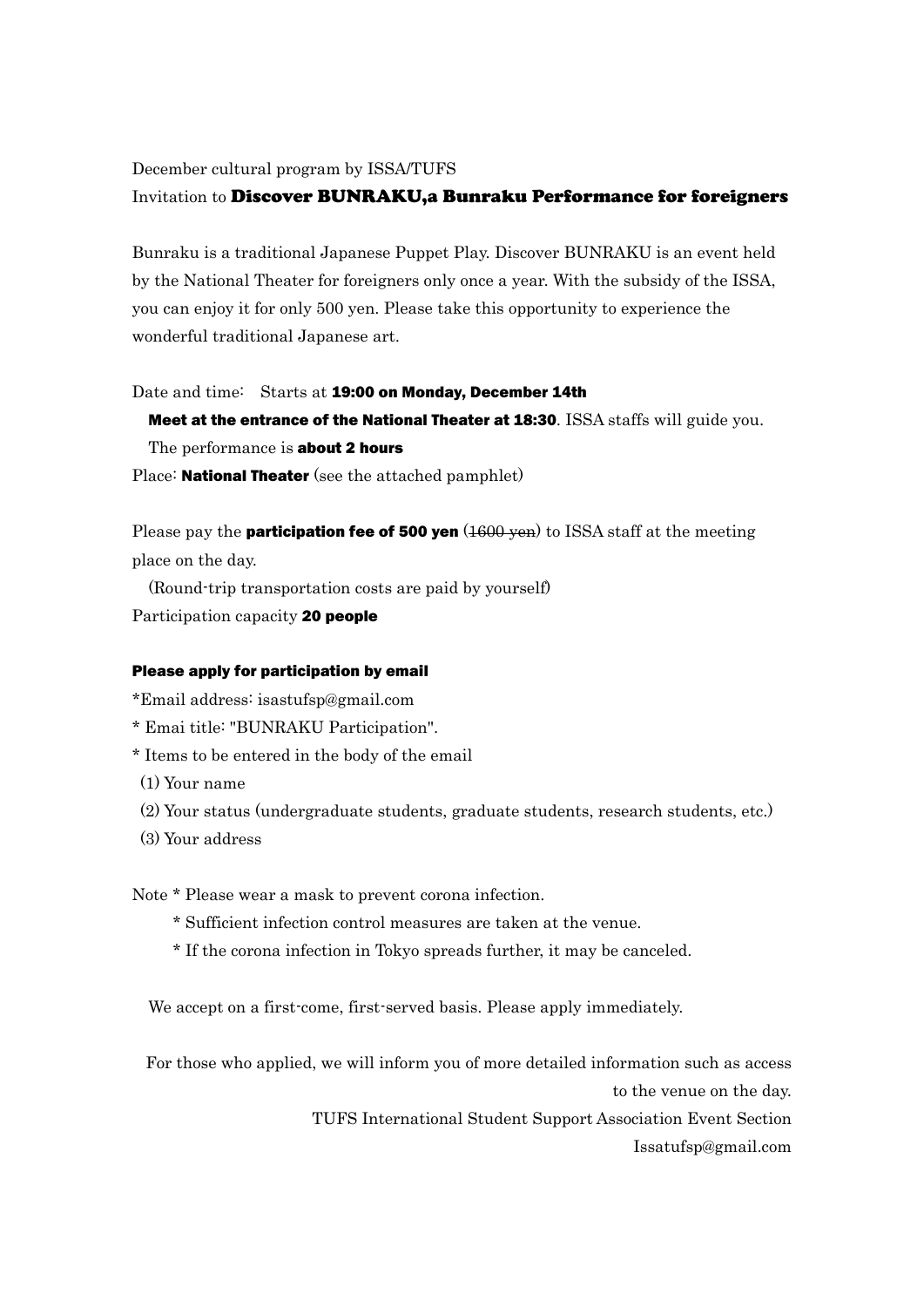December cultural program by ISSA/TUFS

Invitation to **Discover BUNRAKU,a Bunraku Performance for foreigners**

Bunraku is a traditional Japanese Puppet Play. Discover BUNRAKU is an event held by the National Theater for foreigners only once a year. With the subsidy of the ISSA, you can enjoy it for only 500 yen. Please take this opportunity to experience the wonderful traditional Japanese art.

Date and time:　Starts at **19:00 on Monday, December 14th**

**Meet at the entrance of the National Theater at 18:30**. ISSA staffs will guide you.

The performance is **about 2 hours**

Place: **National Theater** (see the attached pamphlet)

Please pay the **participation fee of 500 yen** (~~1600 yen~~) to ISSA staff at the meeting place on the day.

(Round-trip transportation costs are paid by yourself)

Participation capacity **20 people**

**Please apply for participation by email**

*Email address: isastufsp@gmail.com

* Emai title: "BUNRAKU Participation".

* Items to be entered in the body of the email

(1) Your name

(2) Your status (undergraduate students, graduate students, research students, etc.)

(3) Your address

Note * Please wear a mask to prevent corona infection.

* Sufficient infection control measures are taken at the venue.

* If the corona infection in Tokyo spreads further, it may be canceled.

We accept on a first-come, first-served basis. Please apply immediately.

For those who applied, we will inform you of more detailed information such as access to the venue on the day.

TUFS International Student Support Association Event Section

Issatufsp@gmail.com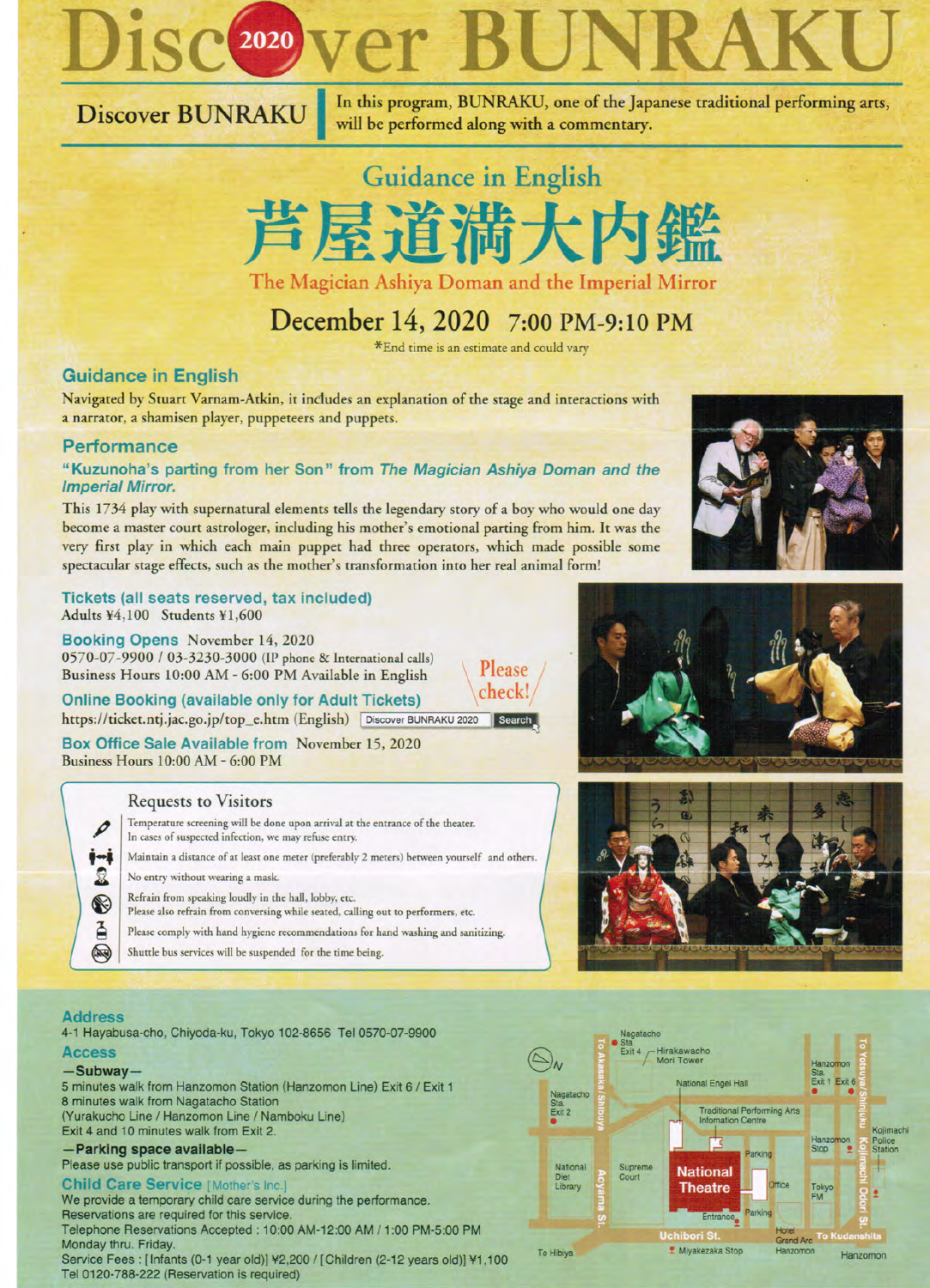# Disc2020ver BUNRAKU

**Discover BUNRAKU** | In this program, BUNRAKU, one of the Japanese traditional performing arts, will be performed along with a commentary.

## Guidance in English

# 芦屋道満大内鑑

**The Magician Ashiya Doman and the Imperial Mirror**

## December 14, 2020 7:00 PM-9:10 PM

*End time is an estimate and could vary

### Guidance in English

Navigated by Stuart Varnam-Atkin, it includes an explanation of the stage and interactions with a narrator, a shamisen player, puppeteers and puppets.

### Performance

**"Kuzunoha's parting from her Son" from *The Magician Ashiya Doman and the Imperial Mirror.***

This 1734 play with supernatural elements tells the legendary story of a boy who would one day become a master court astrologer, including his mother's emotional parting from him. It was the very first play in which each main puppet had three operators, which made possible some spectacular stage effects, such as the mother's transformation into her real animal form!

### Tickets (all seats reserved, tax included)

Adults ¥4,100 Students ¥1,600

**Booking Opens** November 14, 2020
0570-07-9900 / 03-3230-3000 (IP phone & International calls)
Business Hours 10:00 AM - 6:00 PM Available in English

Please check!

**Online Booking (available only for Adult Tickets)**
https://ticket.ntj.jac.go.jp/top_e.htm (English) Discover BUNRAKU 2020 Search

**Box Office Sale Available from** November 15, 2020
Business Hours 10:00 AM - 6:00 PM

### Requests to Visitors

- Temperature screening will be done upon arrival at the entrance of the theater. In cases of suspected infection, we may refuse entry.
- Maintain a distance of at least one meter (preferably 2 meters) between yourself and others.
- No entry without wearing a mask.
- Refrain from speaking loudly in the hall, lobby, etc. Please also refrain from conversing while seated, calling out to performers, etc.
- Please comply with hand hygiene recommendations for hand washing and sanitizing.
- Shuttle bus services will be suspended for the time being.

### Address

4-1 Hayabusa-cho, Chiyoda-ku, Tokyo 102-8656 Tel 0570-07-9900

### Access

**—Subway—**
5 minutes walk from Hanzomon Station (Hanzomon Line) Exit 6 / Exit 1
8 minutes walk from Nagatacho Station
(Yurakucho Line / Hanzomon Line / Namboku Line)
Exit 4 and 10 minutes walk from Exit 2.

**—Parking space available—**
Please use public transport if possible, as parking is limited.

### Child Care Service [Mother's Inc.]

We provide a temporary child care service during the performance.
Reservations are required for this service.
Telephone Reservations Accepted : 10:00 AM-12:00 AM / 1:00 PM-5:00 PM
Monday thru. Friday.
Service Fees : [Infants (0-1 year old)] ¥2,200 / [Children (2-12 years old)] ¥1,100
Tel 0120-788-222 (Reservation is required)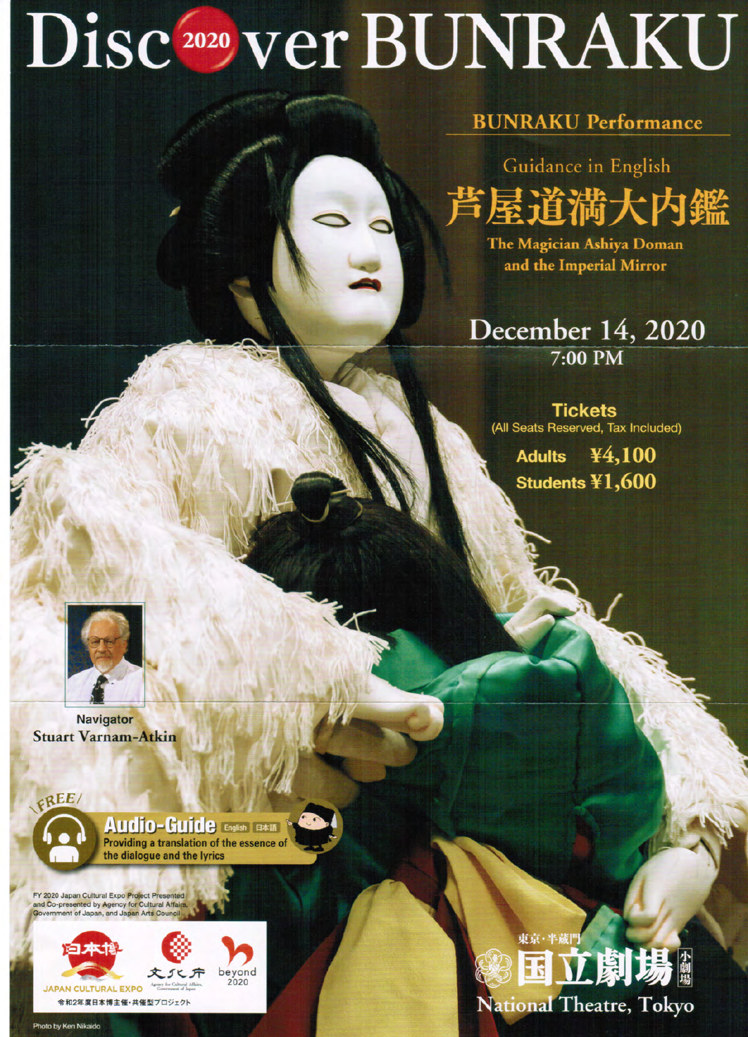# Disc2020ver BUNRAKU

## BUNRAKU Performance

Guidance in English

## 芦屋道満大内鑑

**The Magician Ashiya Doman and the Imperial Mirror**

## December 14, 2020
7:00 PM

**Tickets**
(All Seats Reserved, Tax Included)

**Adults ¥4,100**
**Students ¥1,600**

**Navigator**
Stuart Varnam-Atkin

FREE
**Audio-Guide** English 日本語
Providing a translation of the essence of the dialogue and the lyrics

FY 2020 Japan Cultural Expo Project Presented and Co-presented by Agency for Cultural Affairs, Government of Japan, and Japan Arts Council

日本博 JAPAN CULTURAL EXPO
文化庁 Agency for Cultural Affairs, Government of Japan
beyond 2020
令和2年度日本博主催・共催型プロジェクト

東京・半蔵門
国立劇場 小劇場
National Theatre, Tokyo

Photo by Ken Nikaido